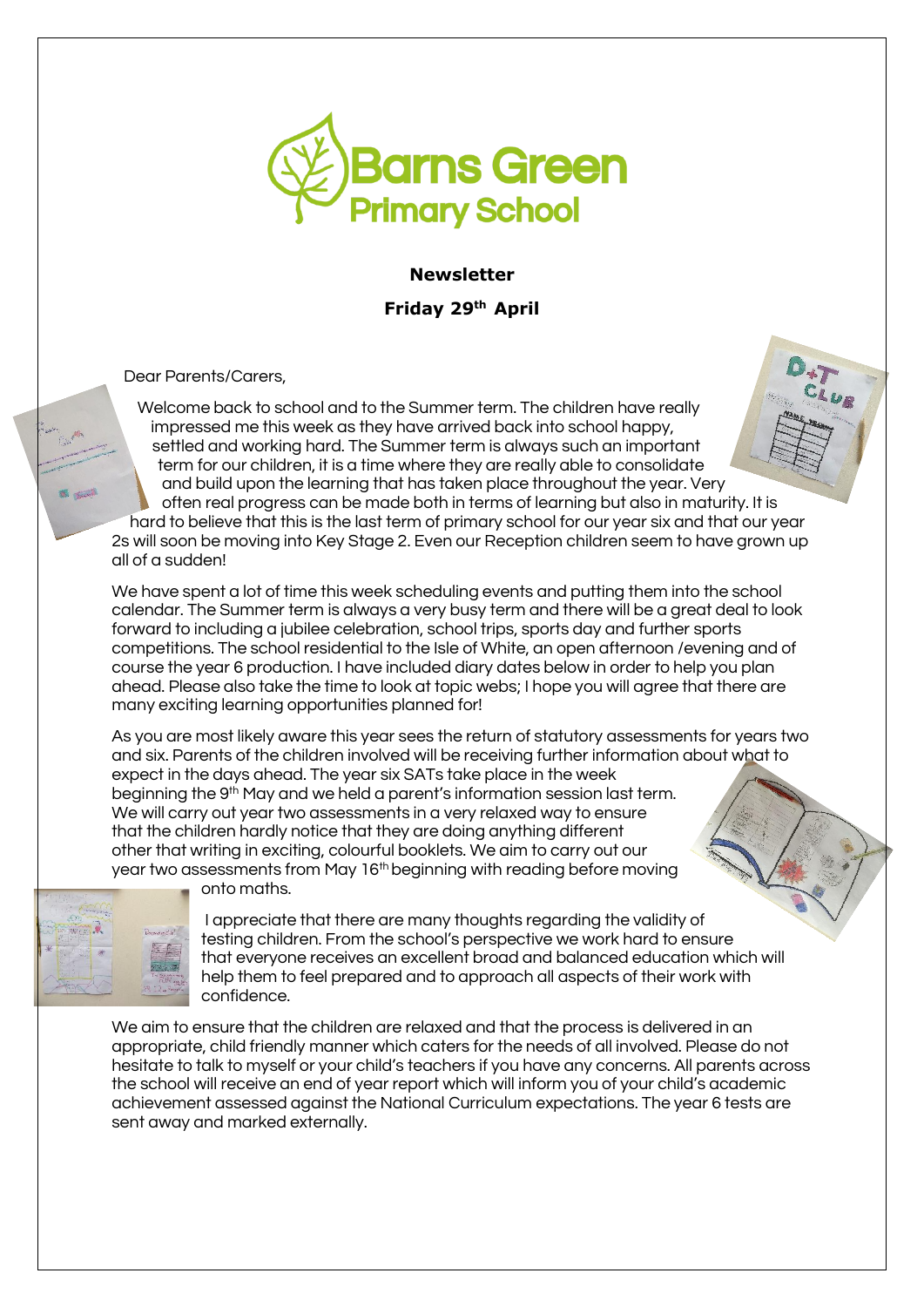Barns Green Primary School

**Newsletter**

**Friday 29th April**

Dear Parents/Carers,

Welcome back to school and to the Summer term. The children have really impressed me this week as they have arrived back into school happy, settled and working hard. The Summer term is always such an important term for our children, it is a time where they are really able to consolidate and build upon the learning that has taken place throughout the year. Very often real progress can be made both in terms of learning but also in maturity. It is hard to believe that this is the last term of primary school for our year six and that our year 2s will soon be moving into Key Stage 2. Even our Reception children seem to have grown up all of a sudden!

We have spent a lot of time this week scheduling events and putting them into the school calendar. The Summer term is always a very busy term and there will be a great deal to look forward to including a jubilee celebration, school trips, sports day and further sports competitions. The school residential to the Isle of White, an open afternoon /evening and of course the year 6 production. I have included diary dates below in order to help you plan ahead. Please also take the time to look at topic webs; I hope you will agree that there are many exciting learning opportunities planned for!

As you are most likely aware this year sees the return of statutory assessments for years two and six. Parents of the children involved will be receiving further information about what to expect in the days ahead. The year six SATs take place in the week beginning the 9th May and we held a parent's information session last term. We will carry out year two assessments in a very relaxed way to ensure that the children hardly notice that they are doing anything different other that writing in exciting, colourful booklets. We aim to carry out our year two assessments from May 16th beginning with reading before moving onto maths.

I appreciate that there are many thoughts regarding the validity of testing children. From the school's perspective we work hard to ensure that everyone receives an excellent broad and balanced education which will help them to feel prepared and to approach all aspects of their work with confidence.

We aim to ensure that the children are relaxed and that the process is delivered in an appropriate, child friendly manner which caters for the needs of all involved. Please do not hesitate to talk to myself or your child's teachers if you have any concerns. All parents across the school will receive an end of year report which will inform you of your child's academic achievement assessed against the National Curriculum expectations. The year 6 tests are sent away and marked externally.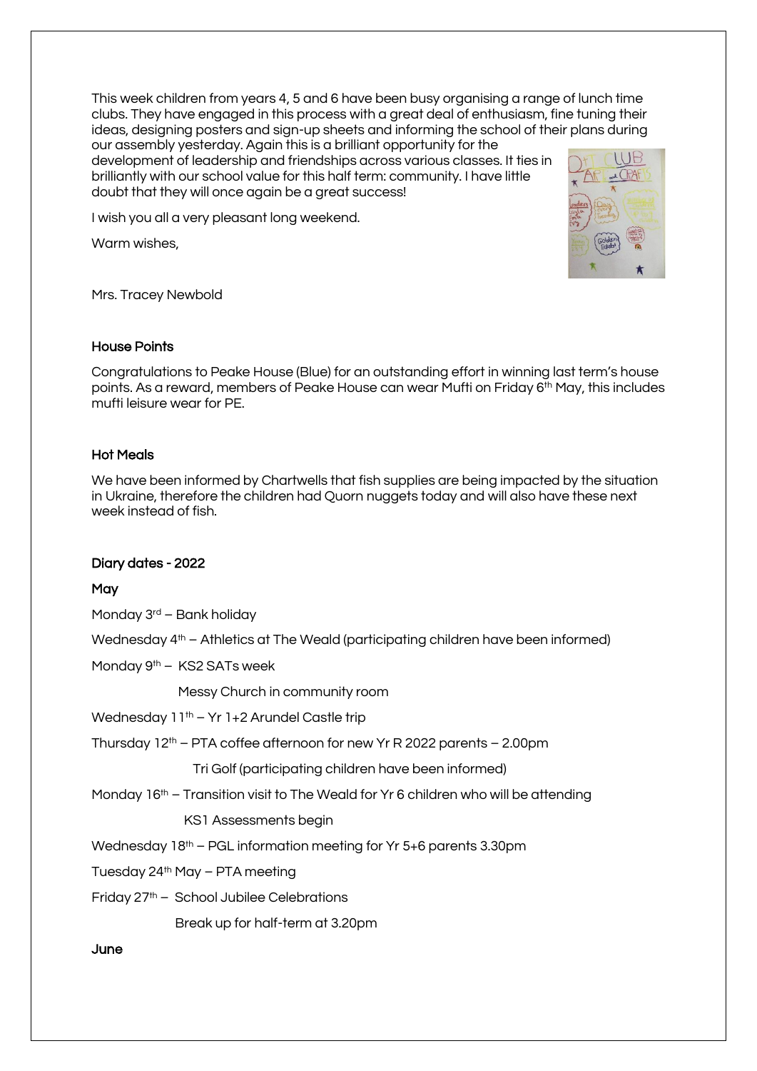This week children from years 4, 5 and 6 have been busy organising a range of lunch time clubs. They have engaged in this process with a great deal of enthusiasm, fine tuning their ideas, designing posters and sign-up sheets and informing the school of their plans during our assembly yesterday. Again this is a brilliant opportunity for the development of leadership and friendships across various classes. It ties in brilliantly with our school value for this half term: community. I have little doubt that they will once again be a great success!

I wish you all a very pleasant long weekend.

Warm wishes,

Mrs. Tracey Newbold

### House Points

Congratulations to Peake House (Blue) for an outstanding effort in winning last term's house points. As a reward, members of Peake House can wear Mufti on Friday 6th May, this includes mufti leisure wear for PE.

### Hot Meals

We have been informed by Chartwells that fish supplies are being impacted by the situation in Ukraine, therefore the children had Quorn nuggets today and will also have these next week instead of fish.

### Diary dates - 2022

**May**

Monday 3rd – Bank holiday

Wednesday 4th – Athletics at The Weald (participating children have been informed)

Monday 9th – KS2 SATs week

Messy Church in community room

Wednesday 11th – Yr 1+2 Arundel Castle trip

Thursday 12th – PTA coffee afternoon for new Yr R 2022 parents – 2.00pm

Tri Golf (participating children have been informed)

Monday 16th – Transition visit to The Weald for Yr 6 children who will be attending

KS1 Assessments begin

Wednesday 18th – PGL information meeting for Yr 5+6 parents 3.30pm

Tuesday 24th May – PTA meeting

Friday 27th – School Jubilee Celebrations

Break up for half-term at 3.20pm

**June**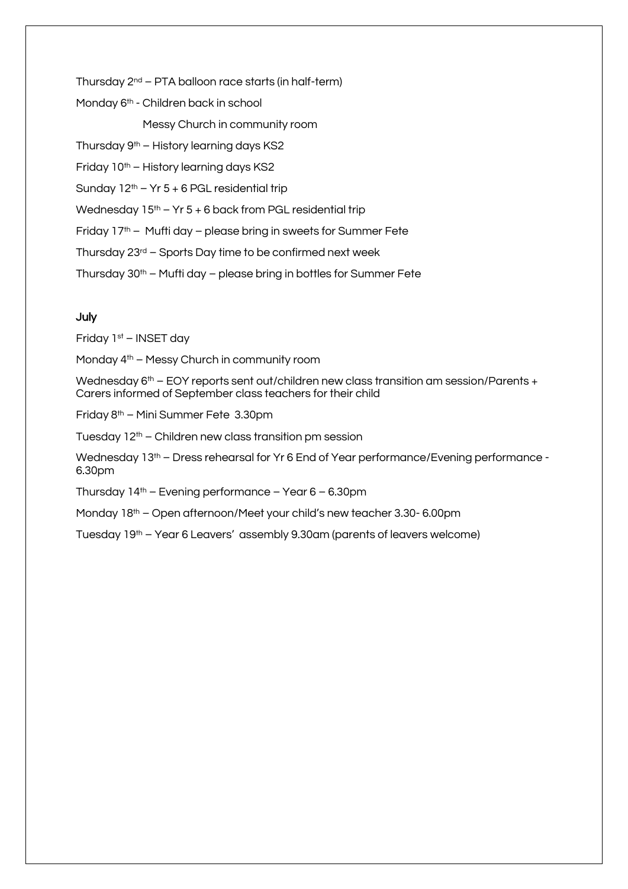Thursday 2nd – PTA balloon race starts (in half-term)

Monday 6th - Children back in school

Messy Church in community room

Thursday 9th – History learning days KS2

Friday 10th – History learning days KS2

Sunday 12th – Yr 5 + 6 PGL residential trip

Wednesday 15th – Yr 5 + 6 back from PGL residential trip

Friday 17th – Mufti day – please bring in sweets for Summer Fete

Thursday 23rd – Sports Day time to be confirmed next week

Thursday 30th – Mufti day – please bring in bottles for Summer Fete

## July

Friday 1st – INSET day

Monday 4th – Messy Church in community room

Wednesday 6th – EOY reports sent out/children new class transition am session/Parents + Carers informed of September class teachers for their child

Friday 8th – Mini Summer Fete 3.30pm

Tuesday 12th – Children new class transition pm session

Wednesday 13th – Dress rehearsal for Yr 6 End of Year performance/Evening performance - 6.30pm

Thursday 14th – Evening performance – Year 6 – 6.30pm

Monday 18th – Open afternoon/Meet your child's new teacher 3.30- 6.00pm

Tuesday 19th – Year 6 Leavers' assembly 9.30am (parents of leavers welcome)